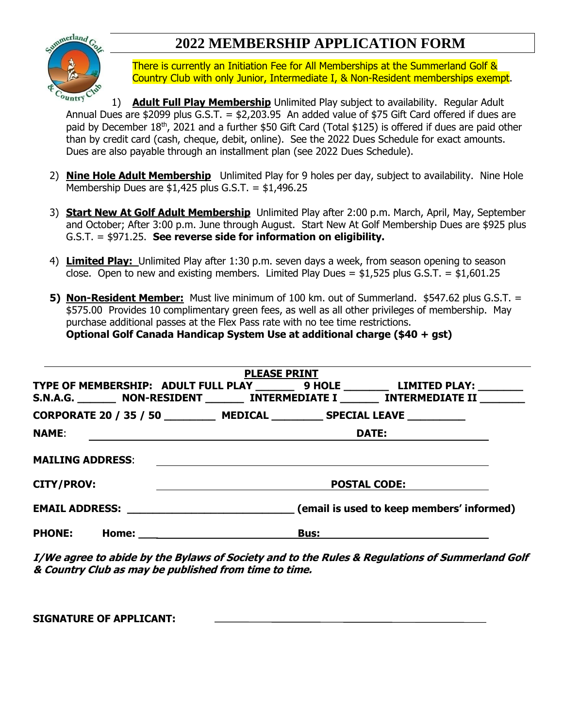# 2022 MEMBERSHIP APPLICATION FORM

There is currently an Initiation Fee for All Memberships at the Summerland Golf & Country Club with only Junior, Intermediate I, & Non-Resident memberships exempt.

1) **Adult Full Play Membership** Unlimited Play subject to availability. Regular Adult Annual Dues are $2099 plus G.S.T. = $2,203.95 An added value of $75 Gift Card offered if dues are paid by December 18th, 2021 and a further $50 Gift Card (Total $125) is offered if dues are paid other than by credit card (cash, cheque, debit, online). See the 2022 Dues Schedule for exact amounts. Dues are also payable through an installment plan (see 2022 Dues Schedule).

2) **Nine Hole Adult Membership** Unlimited Play for 9 holes per day, subject to availability. Nine Hole Membership Dues are $1,425 plus G.S.T. = $1,496.25

3) **Start New At Golf Adult Membership** Unlimited Play after 2:00 p.m. March, April, May, September and October; After 3:00 p.m. June through August. Start New At Golf Membership Dues are $925 plus G.S.T. = $971.25. **See reverse side for information on eligibility.**

4) **Limited Play:** Unlimited Play after 1:30 p.m. seven days a week, from season opening to season close. Open to new and existing members. Limited Play Dues = $1,525 plus G.S.T. = $1,601.25

5) **Non-Resident Member:** Must live minimum of 100 km. out of Summerland. $547.62 plus G.S.T. = $575.00 Provides 10 complimentary green fees, as well as all other privileges of membership. May purchase additional passes at the Flex Pass rate with no tee time restrictions.
**Optional Golf Canada Handicap System Use at additional charge ($40 + gst)**

---

**PLEASE PRINT**

**TYPE OF MEMBERSHIP: ADULT FULL PLAY** ______ **9 HOLE** _______ **LIMITED PLAY:** _______
**S.N.A.G.** ______ **NON-RESIDENT** ______ **INTERMEDIATE I** ______ **INTERMEDIATE II** _______

**CORPORATE 20 / 35 / 50** ________ **MEDICAL** ________ **SPECIAL LEAVE** _________

**NAME**: ______________________________ **DATE:** ______________

**MAILING ADDRESS**: ______________________________

**CITY/PROV:** ______________________________ **POSTAL CODE:** ______________

**EMAIL ADDRESS:** ___________________________ **(email is used to keep members' informed)**

**PHONE:** **Home:** ___________________________ **Bus:** ___________________________

***I/We agree to abide by the Bylaws of Society and to the Rules & Regulations of Summerland Golf & Country Club as may be published from time to time.***

**SIGNATURE OF APPLICANT:** ______________________________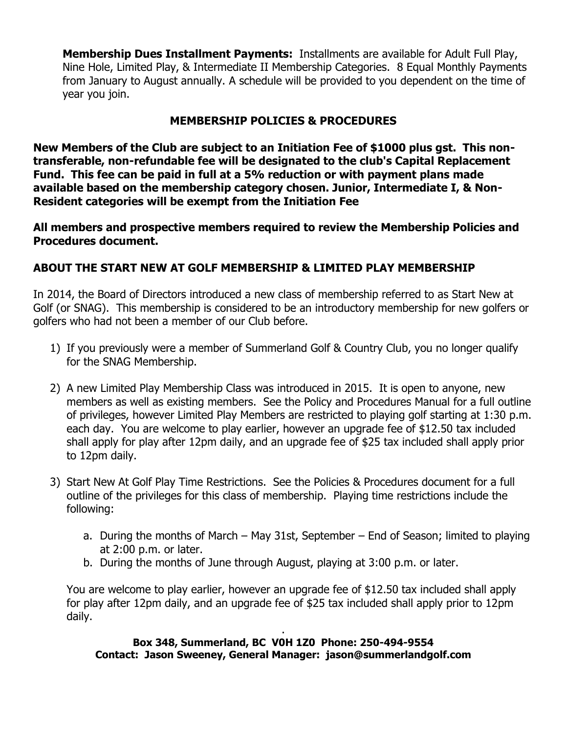**Membership Dues Installment Payments:** Installments are available for Adult Full Play, Nine Hole, Limited Play, & Intermediate II Membership Categories. 8 Equal Monthly Payments from January to August annually. A schedule will be provided to you dependent on the time of year you join.

## MEMBERSHIP POLICIES & PROCEDURES

**New Members of the Club are subject to an Initiation Fee of $1000 plus gst. This non-transferable, non-refundable fee will be designated to the club's Capital Replacement Fund. This fee can be paid in full at a 5% reduction or with payment plans made available based on the membership category chosen. Junior, Intermediate I, & Non-Resident categories will be exempt from the Initiation Fee**

**All members and prospective members required to review the Membership Policies and Procedures document.**

## ABOUT THE START NEW AT GOLF MEMBERSHIP & LIMITED PLAY MEMBERSHIP

In 2014, the Board of Directors introduced a new class of membership referred to as Start New at Golf (or SNAG). This membership is considered to be an introductory membership for new golfers or golfers who had not been a member of our Club before.

1) If you previously were a member of Summerland Golf & Country Club, you no longer qualify for the SNAG Membership.
2) A new Limited Play Membership Class was introduced in 2015. It is open to anyone, new members as well as existing members. See the Policy and Procedures Manual for a full outline of privileges, however Limited Play Members are restricted to playing golf starting at 1:30 p.m. each day. You are welcome to play earlier, however an upgrade fee of $12.50 tax included shall apply for play after 12pm daily, and an upgrade fee of $25 tax included shall apply prior to 12pm daily.
3) Start New At Golf Play Time Restrictions. See the Policies & Procedures document for a full outline of the privileges for this class of membership. Playing time restrictions include the following:
   a. During the months of March – May 31st, September – End of Season; limited to playing at 2:00 p.m. or later.
   b. During the months of June through August, playing at 3:00 p.m. or later.

   You are welcome to play earlier, however an upgrade fee of $12.50 tax included shall apply for play after 12pm daily, and an upgrade fee of $25 tax included shall apply prior to 12pm daily.

**Box 348, Summerland, BC V0H 1Z0 Phone: 250-494-9554**
**Contact: Jason Sweeney, General Manager: jason@summerlandgolf.com**